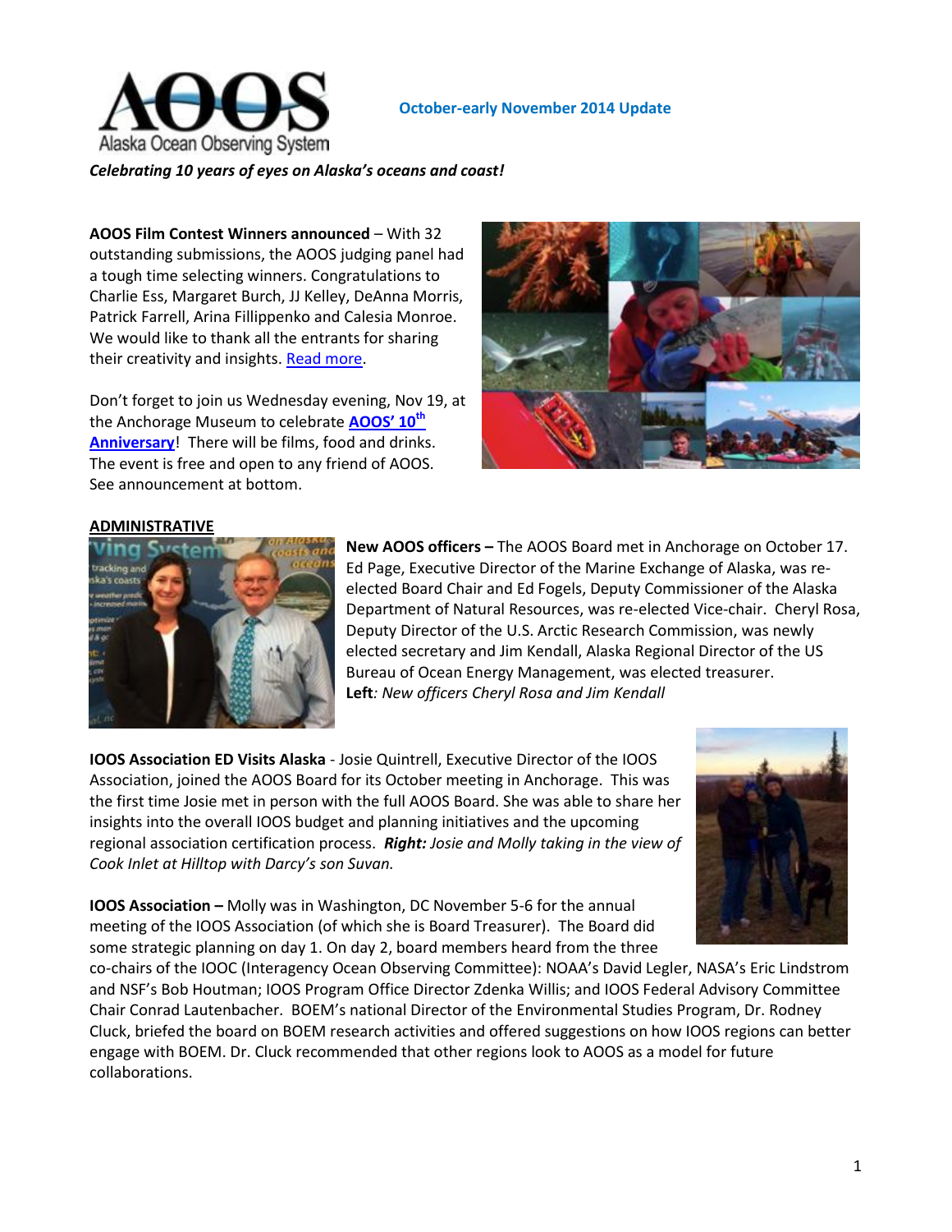**October-early November 2014 Update**

***Celebrating 10 years of eyes on Alaska's oceans and coast!***

**AOOS Film Contest Winners announced** – With 32 outstanding submissions, the AOOS judging panel had a tough time selecting winners. Congratulations to Charlie Ess, Margaret Burch, JJ Kelley, DeAnna Morris, Patrick Farrell, Arina Fillippenko and Calesia Monroe. We would like to thank all the entrants for sharing their creativity and insights. Read more.

Don't forget to join us Wednesday evening, Nov 19, at the Anchorage Museum to celebrate **AOOS' 10th Anniversary**! There will be films, food and drinks. The event is free and open to any friend of AOOS. See announcement at bottom.

## ADMINISTRATIVE

**New AOOS officers –** The AOOS Board met in Anchorage on October 17. Ed Page, Executive Director of the Marine Exchange of Alaska, was re-elected Board Chair and Ed Fogels, Deputy Commissioner of the Alaska Department of Natural Resources, was re-elected Vice-chair. Cheryl Rosa, Deputy Director of the U.S. Arctic Research Commission, was newly elected secretary and Jim Kendall, Alaska Regional Director of the US Bureau of Ocean Energy Management, was elected treasurer.
**Left**: *New officers Cheryl Rosa and Jim Kendall*

**IOOS Association ED Visits Alaska** - Josie Quintrell, Executive Director of the IOOS Association, joined the AOOS Board for its October meeting in Anchorage. This was the first time Josie met in person with the full AOOS Board. She was able to share her insights into the overall IOOS budget and planning initiatives and the upcoming regional association certification process. ***Right:*** *Josie and Molly taking in the view of Cook Inlet at Hilltop with Darcy's son Suvan.*

**IOOS Association –** Molly was in Washington, DC November 5-6 for the annual meeting of the IOOS Association (of which she is Board Treasurer). The Board did some strategic planning on day 1. On day 2, board members heard from the three co-chairs of the IOOC (Interagency Ocean Observing Committee): NOAA's David Legler, NASA's Eric Lindstrom and NSF's Bob Houtman; IOOS Program Office Director Zdenka Willis; and IOOS Federal Advisory Committee Chair Conrad Lautenbacher. BOEM's national Director of the Environmental Studies Program, Dr. Rodney Cluck, briefed the board on BOEM research activities and offered suggestions on how IOOS regions can better engage with BOEM. Dr. Cluck recommended that other regions look to AOOS as a model for future collaborations.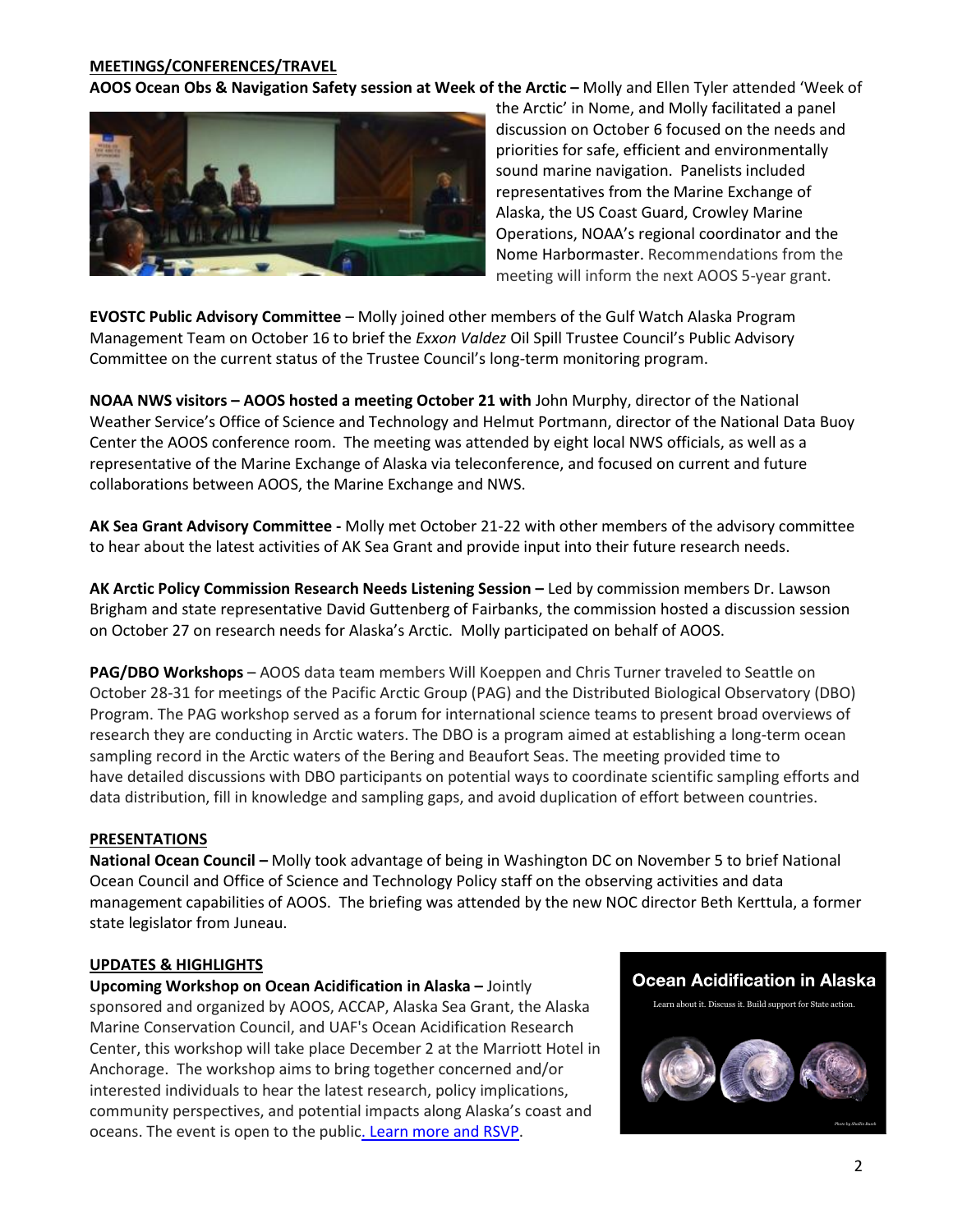## MEETINGS/CONFERENCES/TRAVEL

**AOOS Ocean Obs & Navigation Safety session at Week of the Arctic –** Molly and Ellen Tyler attended 'Week of the Arctic' in Nome, and Molly facilitated a panel discussion on October 6 focused on the needs and priorities for safe, efficient and environmentally sound marine navigation. Panelists included representatives from the Marine Exchange of Alaska, the US Coast Guard, Crowley Marine Operations, NOAA's regional coordinator and the Nome Harbormaster. Recommendations from the meeting will inform the next AOOS 5-year grant.

**EVOSTC Public Advisory Committee** – Molly joined other members of the Gulf Watch Alaska Program Management Team on October 16 to brief the *Exxon Valdez* Oil Spill Trustee Council's Public Advisory Committee on the current status of the Trustee Council's long-term monitoring program.

**NOAA NWS visitors – AOOS hosted a meeting October 21 with** John Murphy, director of the National Weather Service's Office of Science and Technology and Helmut Portmann, director of the National Data Buoy Center the AOOS conference room. The meeting was attended by eight local NWS officials, as well as a representative of the Marine Exchange of Alaska via teleconference, and focused on current and future collaborations between AOOS, the Marine Exchange and NWS.

**AK Sea Grant Advisory Committee -** Molly met October 21-22 with other members of the advisory committee to hear about the latest activities of AK Sea Grant and provide input into their future research needs.

**AK Arctic Policy Commission Research Needs Listening Session –** Led by commission members Dr. Lawson Brigham and state representative David Guttenberg of Fairbanks, the commission hosted a discussion session on October 27 on research needs for Alaska's Arctic. Molly participated on behalf of AOOS.

**PAG/DBO Workshops** – AOOS data team members Will Koeppen and Chris Turner traveled to Seattle on October 28-31 for meetings of the Pacific Arctic Group (PAG) and the Distributed Biological Observatory (DBO) Program. The PAG workshop served as a forum for international science teams to present broad overviews of research they are conducting in Arctic waters. The DBO is a program aimed at establishing a long-term ocean sampling record in the Arctic waters of the Bering and Beaufort Seas. The meeting provided time to have detailed discussions with DBO participants on potential ways to coordinate scientific sampling efforts and data distribution, fill in knowledge and sampling gaps, and avoid duplication of effort between countries.

## PRESENTATIONS

**National Ocean Council –** Molly took advantage of being in Washington DC on November 5 to brief National Ocean Council and Office of Science and Technology Policy staff on the observing activities and data management capabilities of AOOS. The briefing was attended by the new NOC director Beth Kerttula, a former state legislator from Juneau.

## UPDATES & HIGHLIGHTS

**Upcoming Workshop on Ocean Acidification in Alaska –** Jointly sponsored and organized by AOOS, ACCAP, Alaska Sea Grant, the Alaska Marine Conservation Council, and UAF's Ocean Acidification Research Center, this workshop will take place December 2 at the Marriott Hotel in Anchorage. The workshop aims to bring together concerned and/or interested individuals to hear the latest research, policy implications, community perspectives, and potential impacts along Alaska's coast and oceans. The event is open to the public. Learn more and RSVP.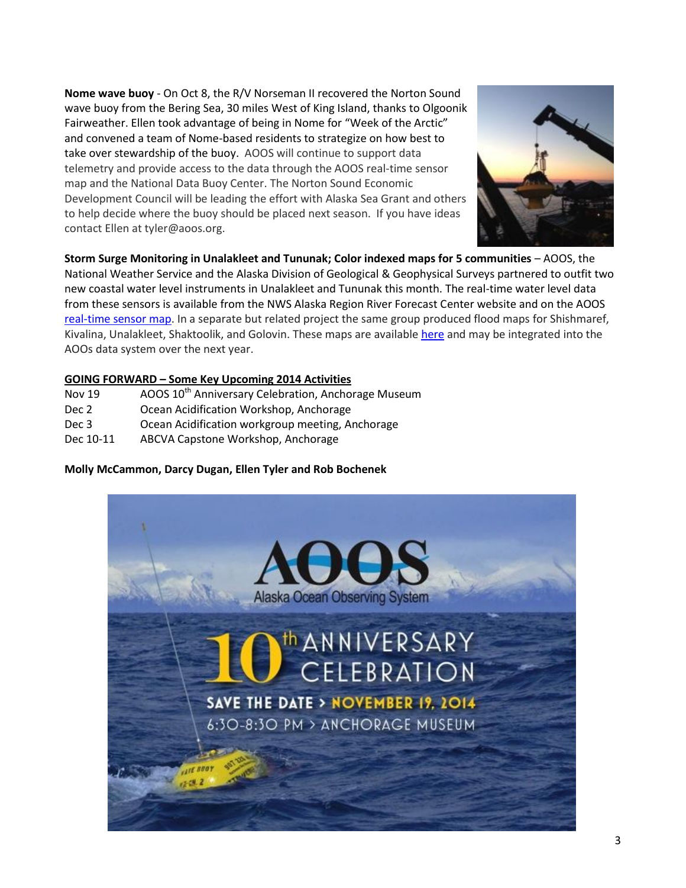**Nome wave buoy** - On Oct 8, the R/V Norseman II recovered the Norton Sound wave buoy from the Bering Sea, 30 miles West of King Island, thanks to Olgoonik Fairweather. Ellen took advantage of being in Nome for "Week of the Arctic" and convened a team of Nome-based residents to strategize on how best to take over stewardship of the buoy. AOOS will continue to support data telemetry and provide access to the data through the AOOS real-time sensor map and the National Data Buoy Center. The Norton Sound Economic Development Council will be leading the effort with Alaska Sea Grant and others to help decide where the buoy should be placed next season. If you have ideas contact Ellen at tyler@aoos.org.

**Storm Surge Monitoring in Unalakleet and Tununak; Color indexed maps for 5 communities** – AOOS, the National Weather Service and the Alaska Division of Geological & Geophysical Surveys partnered to outfit two new coastal water level instruments in Unalakleet and Tununak this month. The real-time water level data from these sensors is available from the NWS Alaska Region River Forecast Center website and on the AOOS real-time sensor map. In a separate but related project the same group produced flood maps for Shishmaref, Kivalina, Unalakleet, Shaktoolik, and Golovin. These maps are available here and may be integrated into the AOOs data system over the next year.

**GOING FORWARD – Some Key Upcoming 2014 Activities**

| | |
|---|---|
| Nov 19 | AOOS 10th Anniversary Celebration, Anchorage Museum |
| Dec 2 | Ocean Acidification Workshop, Anchorage |
| Dec 3 | Ocean Acidification workgroup meeting, Anchorage |
| Dec 10-11 | ABCVA Capstone Workshop, Anchorage |

**Molly McCammon, Darcy Dugan, Ellen Tyler and Rob Bochenek**

AOOS
Alaska Ocean Observing System
10th ANNIVERSARY CELEBRATION
SAVE THE DATE > NOVEMBER 19, 2014
6:30-8:30 PM > ANCHORAGE MUSEUM